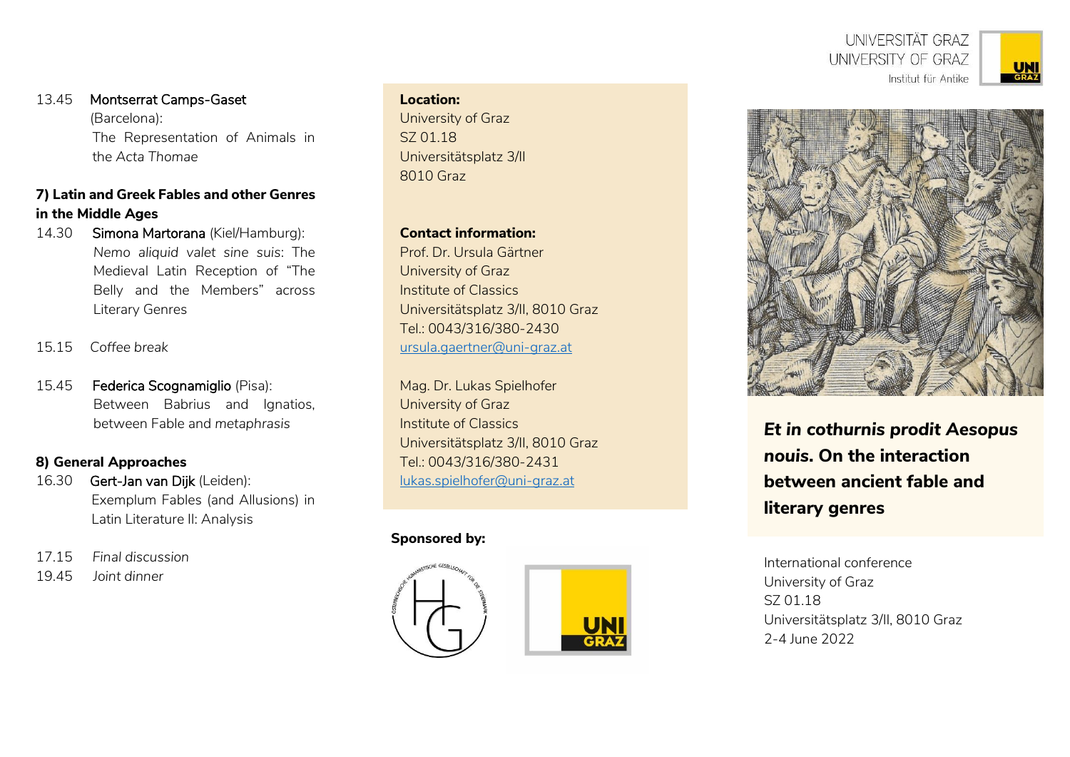13.45 Montserrat Camps-Gaset (Barcelona):
The Representation of Animals in the *Acta Thomae*

**7) Latin and Greek Fables and other Genres in the Middle Ages**

14.30 Simona Martorana (Kiel/Hamburg):
*Nemo aliquid valet sine suis*: The Medieval Latin Reception of "The Belly and the Members" across Literary Genres

15.15 *Coffee break*

15.45 Federica Scognamiglio (Pisa):
Between Babrius and Ignatios, between Fable and *metaphrasis*

**8) General Approaches**

16.30 Gert-Jan van Dijk (Leiden):
Exemplum Fables (and Allusions) in Latin Literature II: Analysis

17.15 *Final discussion*

19.45 *Joint dinner*

**Location:**
University of Graz
SZ 01.18
Universitätsplatz 3/II
8010 Graz

**Contact information:**
Prof. Dr. Ursula Gärtner
University of Graz
Institute of Classics
Universitätsplatz 3/II, 8010 Graz
Tel.: 0043/316/380-2430
ursula.gaertner@uni-graz.at

Mag. Dr. Lukas Spielhofer
University of Graz
Institute of Classics
Universitätsplatz 3/II, 8010 Graz
Tel.: 0043/316/380-2431
lukas.spielhofer@uni-graz.at

**Sponsored by:**

UNIVERSITÄT GRAZ
UNIVERSITY OF GRAZ
Institut für Antike

# *Et in cothurnis prodit Aesopus nouis*. On the interaction between ancient fable and literary genres

International conference
University of Graz
SZ 01.18
Universitätsplatz 3/II, 8010 Graz
2-4 June 2022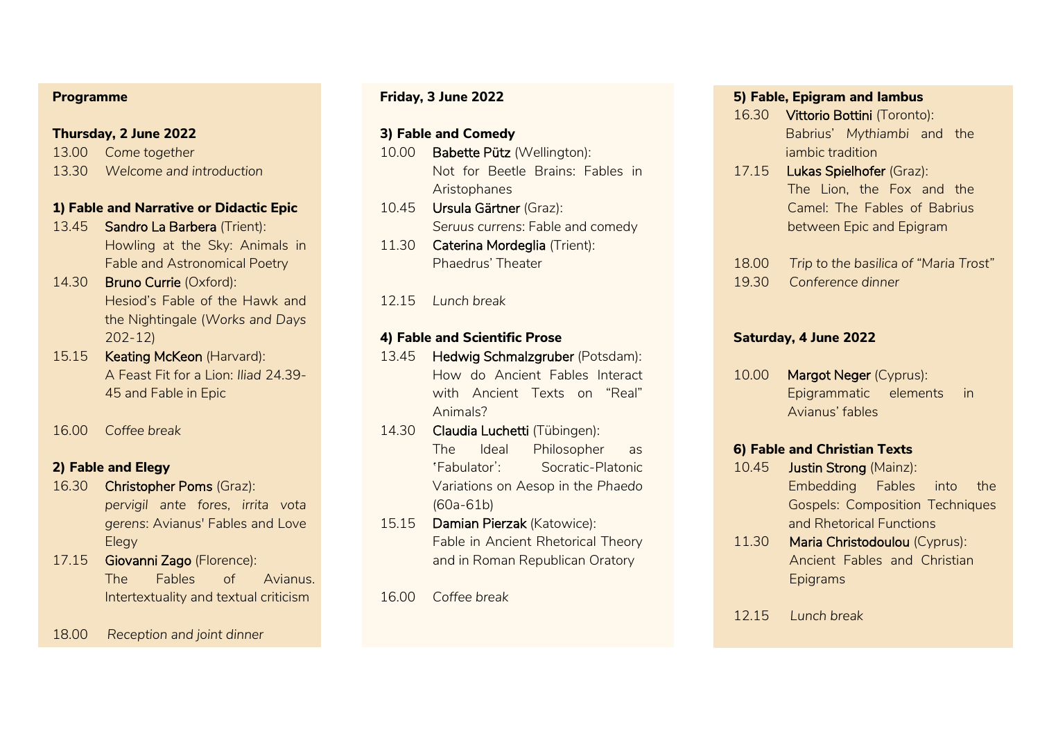## Programme

### Thursday, 2 June 2022

13.00 *Come together*

13.30 *Welcome and introduction*

#### 1) Fable and Narrative or Didactic Epic

13.45 Sandro La Barbera (Trient): Howling at the Sky: Animals in Fable and Astronomical Poetry

14.30 Bruno Currie (Oxford): Hesiod's Fable of the Hawk and the Nightingale (*Works and Days* 202-12)

15.15 Keating McKeon (Harvard): A Feast Fit for a Lion: *Iliad* 24.39-45 and Fable in Epic

16.00 *Coffee break*

#### 2) Fable and Elegy

16.30 Christopher Poms (Graz): *pervigil ante fores, irrita vota gerens*: Avianus' Fables and Love Elegy

17.15 Giovanni Zago (Florence): The Fables of Avianus. Intertextuality and textual criticism

18.00 *Reception and joint dinner*

### Friday, 3 June 2022

#### 3) Fable and Comedy

10.00 Babette Pütz (Wellington): Not for Beetle Brains: Fables in Aristophanes

10.45 Ursula Gärtner (Graz): *Seruus currens*: Fable and comedy

11.30 Caterina Mordeglia (Trient): Phaedrus' Theater

12.15 *Lunch break*

#### 4) Fable and Scientific Prose

13.45 Hedwig Schmalzgruber (Potsdam): How do Ancient Fables Interact with Ancient Texts on "Real" Animals?

14.30 Claudia Luchetti (Tübingen): The Ideal Philosopher as 'Fabulator': Socratic-Platonic Variations on Aesop in the *Phaedo* (60a-61b)

15.15 Damian Pierzak (Katowice): Fable in Ancient Rhetorical Theory and in Roman Republican Oratory

16.00 *Coffee break*

#### 5) Fable, Epigram and Iambus

16.30 Vittorio Bottini (Toronto): Babrius' *Mythiambi* and the iambic tradition

17.15 Lukas Spielhofer (Graz): The Lion, the Fox and the Camel: The Fables of Babrius between Epic and Epigram

18.00 *Trip to the basilica of "Maria Trost"*

19.30 *Conference dinner*

### Saturday, 4 June 2022

10.00 Margot Neger (Cyprus): Epigrammatic elements in Avianus' fables

#### 6) Fable and Christian Texts

10.45 Justin Strong (Mainz): Embedding Fables into the Gospels: Composition Techniques and Rhetorical Functions

11.30 Maria Christodoulou (Cyprus): Ancient Fables and Christian Epigrams

12.15 *Lunch break*